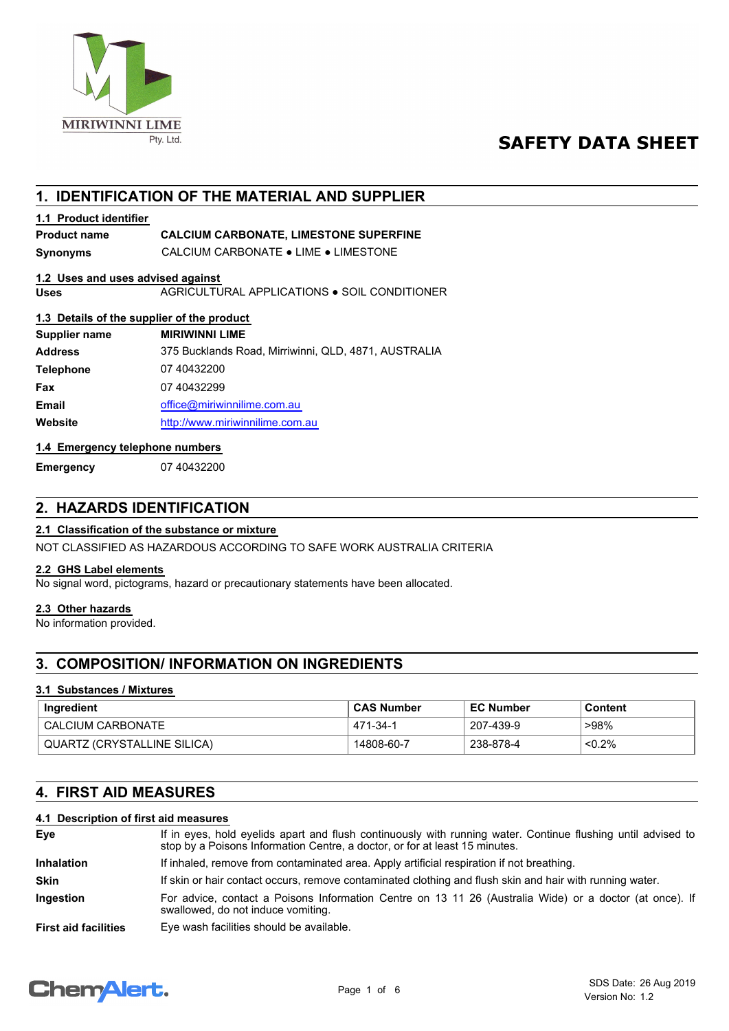MIRIWINNI LIME Pty. Ltd.

# SAFETY DATA SHEET

## 1. IDENTIFICATION OF THE MATERIAL AND SUPPLIER

### 1.1 Product identifier

| | |
|---|---|
| **Product name** | **CALCIUM CARBONATE, LIMESTONE SUPERFINE** |
| **Synonyms** | CALCIUM CARBONATE ● LIME ● LIMESTONE |

### 1.2 Uses and uses advised against

| | |
|---|---|
| **Uses** | AGRICULTURAL APPLICATIONS ● SOIL CONDITIONER |

### 1.3 Details of the supplier of the product

| | |
|---|---|
| **Supplier name** | **MIRIWINNI LIME** |
| **Address** | 375 Bucklands Road, Mirriwinni, QLD, 4871, AUSTRALIA |
| **Telephone** | 07 40432200 |
| **Fax** | 07 40432299 |
| **Email** | office@miriwinnilime.com.au |
| **Website** | http://www.miriwinnilime.com.au |

### 1.4 Emergency telephone numbers

| | |
|---|---|
| **Emergency** | 07 40432200 |

## 2. HAZARDS IDENTIFICATION

### 2.1 Classification of the substance or mixture

NOT CLASSIFIED AS HAZARDOUS ACCORDING TO SAFE WORK AUSTRALIA CRITERIA

### 2.2 GHS Label elements

No signal word, pictograms, hazard or precautionary statements have been allocated.

### 2.3 Other hazards

No information provided.

## 3. COMPOSITION/ INFORMATION ON INGREDIENTS

### 3.1 Substances / Mixtures

| Ingredient | CAS Number | EC Number | Content |
|---|---|---|---|
| CALCIUM CARBONATE | 471-34-1 | 207-439-9 | >98% |
| QUARTZ (CRYSTALLINE SILICA) | 14808-60-7 | 238-878-4 | <0.2% |

## 4. FIRST AID MEASURES

### 4.1 Description of first aid measures

| | |
|---|---|
| **Eye** | If in eyes, hold eyelids apart and flush continuously with running water. Continue flushing until advised to stop by a Poisons Information Centre, a doctor, or for at least 15 minutes. |
| **Inhalation** | If inhaled, remove from contaminated area. Apply artificial respiration if not breathing. |
| **Skin** | If skin or hair contact occurs, remove contaminated clothing and flush skin and hair with running water. |
| **Ingestion** | For advice, contact a Poisons Information Centre on 13 11 26 (Australia Wide) or a doctor (at once). If swallowed, do not induce vomiting. |
| **First aid facilities** | Eye wash facilities should be available. |

SDS Date: 26 Aug 2019
Version No: 1.2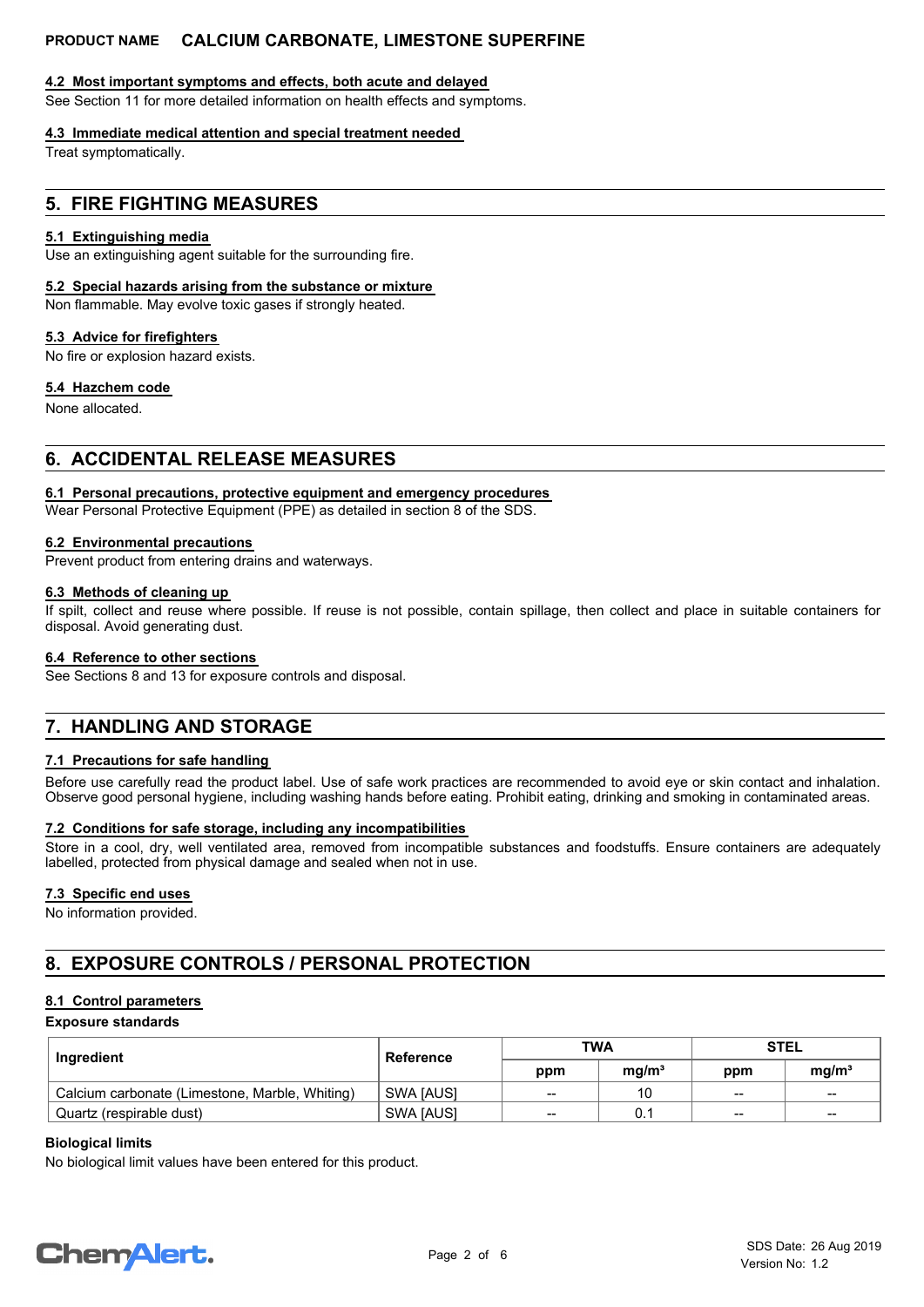#### 4.2 Most important symptoms and effects, both acute and delayed

See Section 11 for more detailed information on health effects and symptoms.

#### 4.3 Immediate medical attention and special treatment needed

Treat symptomatically.

## 5. FIRE FIGHTING MEASURES

#### 5.1 Extinguishing media

Use an extinguishing agent suitable for the surrounding fire.

#### 5.2 Special hazards arising from the substance or mixture

Non flammable. May evolve toxic gases if strongly heated.

#### 5.3 Advice for firefighters

No fire or explosion hazard exists.

#### 5.4 Hazchem code

None allocated.

## 6. ACCIDENTAL RELEASE MEASURES

#### 6.1 Personal precautions, protective equipment and emergency procedures

Wear Personal Protective Equipment (PPE) as detailed in section 8 of the SDS.

#### 6.2 Environmental precautions

Prevent product from entering drains and waterways.

#### 6.3 Methods of cleaning up

If spilt, collect and reuse where possible. If reuse is not possible, contain spillage, then collect and place in suitable containers for disposal. Avoid generating dust.

#### 6.4 Reference to other sections

See Sections 8 and 13 for exposure controls and disposal.

## 7. HANDLING AND STORAGE

#### 7.1 Precautions for safe handling

Before use carefully read the product label. Use of safe work practices are recommended to avoid eye or skin contact and inhalation. Observe good personal hygiene, including washing hands before eating. Prohibit eating, drinking and smoking in contaminated areas.

#### 7.2 Conditions for safe storage, including any incompatibilities

Store in a cool, dry, well ventilated area, removed from incompatible substances and foodstuffs. Ensure containers are adequately labelled, protected from physical damage and sealed when not in use.

#### 7.3 Specific end uses

No information provided.

## 8. EXPOSURE CONTROLS / PERSONAL PROTECTION

#### 8.1 Control parameters

**Exposure standards**

| Ingredient | Reference | TWA | | STEL | |
|---|---|---|---|---|---|
| | | ppm | mg/m³ | ppm | mg/m³ |
| Calcium carbonate (Limestone, Marble, Whiting) | SWA [AUS] | -- | 10 | -- | -- |
| Quartz (respirable dust) | SWA [AUS] | -- | 0.1 | -- | -- |

**Biological limits**

No biological limit values have been entered for this product.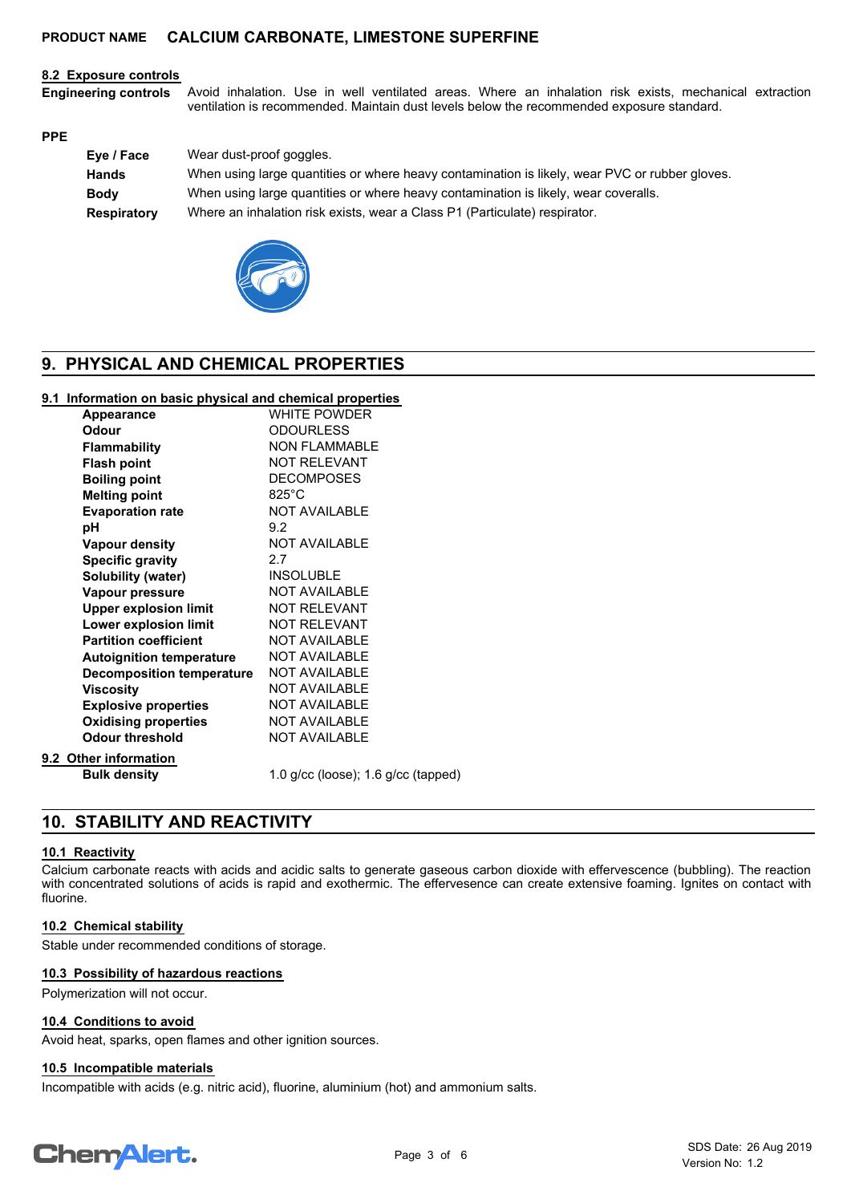#### 8.2 Exposure controls

**Engineering controls** Avoid inhalation. Use in well ventilated areas. Where an inhalation risk exists, mechanical extraction ventilation is recommended. Maintain dust levels below the recommended exposure standard.

**PPE**

| | |
|---|---|
| **Eye / Face** | Wear dust-proof goggles. |
| **Hands** | When using large quantities or where heavy contamination is likely, wear PVC or rubber gloves. |
| **Body** | When using large quantities or where heavy contamination is likely, wear coveralls. |
| **Respiratory** | Where an inhalation risk exists, wear a Class P1 (Particulate) respirator. |

## 9. PHYSICAL AND CHEMICAL PROPERTIES

#### 9.1 Information on basic physical and chemical properties

| | |
|---|---|
| **Appearance** | WHITE POWDER |
| **Odour** | ODOURLESS |
| **Flammability** | NON FLAMMABLE |
| **Flash point** | NOT RELEVANT |
| **Boiling point** | DECOMPOSES |
| **Melting point** | 825°C |
| **Evaporation rate** | NOT AVAILABLE |
| **pH** | 9.2 |
| **Vapour density** | NOT AVAILABLE |
| **Specific gravity** | 2.7 |
| **Solubility (water)** | INSOLUBLE |
| **Vapour pressure** | NOT AVAILABLE |
| **Upper explosion limit** | NOT RELEVANT |
| **Lower explosion limit** | NOT RELEVANT |
| **Partition coefficient** | NOT AVAILABLE |
| **Autoignition temperature** | NOT AVAILABLE |
| **Decomposition temperature** | NOT AVAILABLE |
| **Viscosity** | NOT AVAILABLE |
| **Explosive properties** | NOT AVAILABLE |
| **Oxidising properties** | NOT AVAILABLE |
| **Odour threshold** | NOT AVAILABLE |

#### 9.2 Other information

| | |
|---|---|
| **Bulk density** | 1.0 g/cc (loose); 1.6 g/cc (tapped) |

## 10. STABILITY AND REACTIVITY

#### 10.1 Reactivity

Calcium carbonate reacts with acids and acidic salts to generate gaseous carbon dioxide with effervescence (bubbling). The reaction with concentrated solutions of acids is rapid and exothermic. The effervesence can create extensive foaming. Ignites on contact with fluorine.

#### 10.2 Chemical stability

Stable under recommended conditions of storage.

#### 10.3 Possibility of hazardous reactions

Polymerization will not occur.

#### 10.4 Conditions to avoid

Avoid heat, sparks, open flames and other ignition sources.

#### 10.5 Incompatible materials

Incompatible with acids (e.g. nitric acid), fluorine, aluminium (hot) and ammonium salts.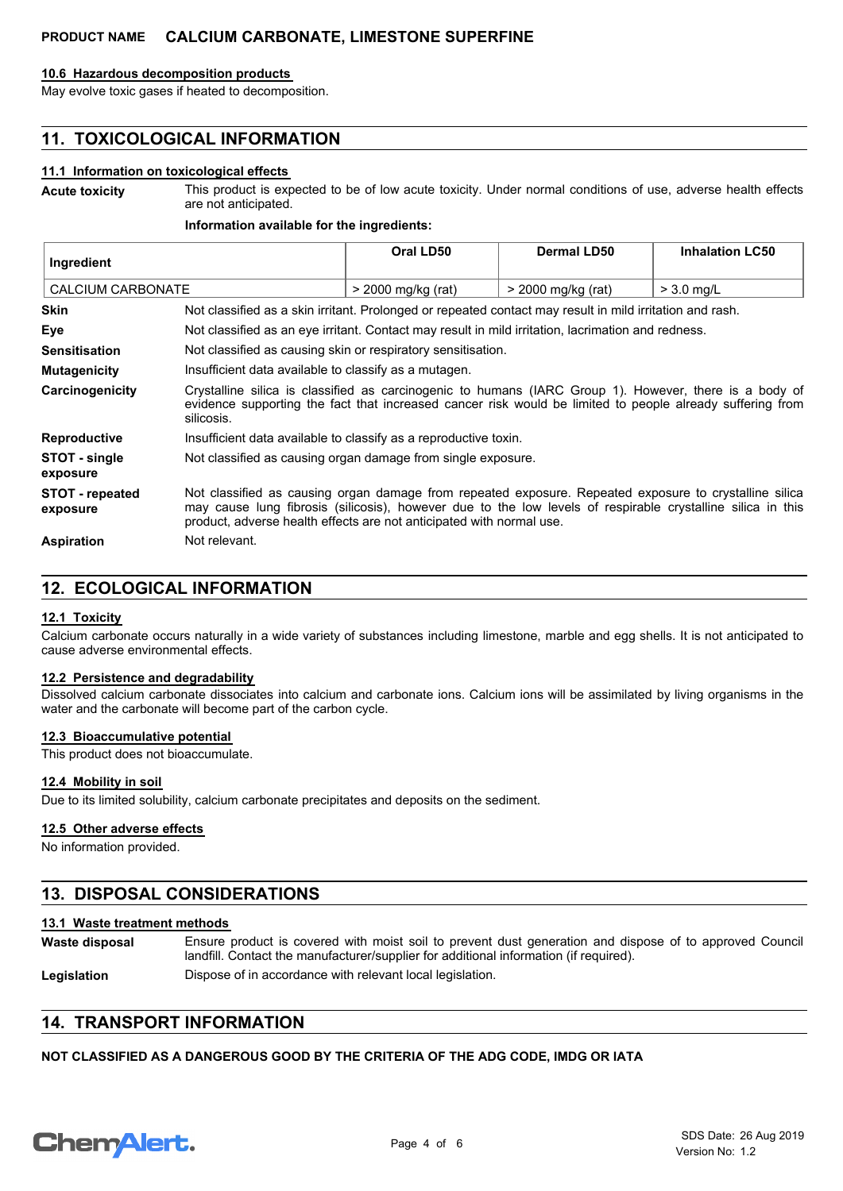#### 10.6 Hazardous decomposition products

May evolve toxic gases if heated to decomposition.

## 11. TOXICOLOGICAL INFORMATION

#### 11.1 Information on toxicological effects

**Acute toxicity** This product is expected to be of low acute toxicity. Under normal conditions of use, adverse health effects are not anticipated.

**Information available for the ingredients:**

| Ingredient | Oral LD50 | Dermal LD50 | Inhalation LC50 |
|---|---|---|---|
| CALCIUM CARBONATE | > 2000 mg/kg (rat) | > 2000 mg/kg (rat) | > 3.0 mg/L |

**Skin** Not classified as a skin irritant. Prolonged or repeated contact may result in mild irritation and rash.

**Eye** Not classified as an eye irritant. Contact may result in mild irritation, lacrimation and redness.

**Sensitisation** Not classified as causing skin or respiratory sensitisation.

**Mutagenicity** Insufficient data available to classify as a mutagen.

**Carcinogenicity** Crystalline silica is classified as carcinogenic to humans (IARC Group 1). However, there is a body of evidence supporting the fact that increased cancer risk would be limited to people already suffering from silicosis.

**Reproductive** Insufficient data available to classify as a reproductive toxin.

**STOT - single exposure** Not classified as causing organ damage from single exposure.

**STOT - repeated exposure** Not classified as causing organ damage from repeated exposure. Repeated exposure to crystalline silica may cause lung fibrosis (silicosis), however due to the low levels of respirable crystalline silica in this product, adverse health effects are not anticipated with normal use.

**Aspiration** Not relevant.

## 12. ECOLOGICAL INFORMATION

#### 12.1 Toxicity

Calcium carbonate occurs naturally in a wide variety of substances including limestone, marble and egg shells. It is not anticipated to cause adverse environmental effects.

#### 12.2 Persistence and degradability

Dissolved calcium carbonate dissociates into calcium and carbonate ions. Calcium ions will be assimilated by living organisms in the water and the carbonate will become part of the carbon cycle.

#### 12.3 Bioaccumulative potential

This product does not bioaccumulate.

#### 12.4 Mobility in soil

Due to its limited solubility, calcium carbonate precipitates and deposits on the sediment.

#### 12.5 Other adverse effects

No information provided.

## 13. DISPOSAL CONSIDERATIONS

#### 13.1 Waste treatment methods

**Waste disposal** Ensure product is covered with moist soil to prevent dust generation and dispose of to approved Council landfill. Contact the manufacturer/supplier for additional information (if required).

**Legislation** Dispose of in accordance with relevant local legislation.

## 14. TRANSPORT INFORMATION

**NOT CLASSIFIED AS A DANGEROUS GOOD BY THE CRITERIA OF THE ADG CODE, IMDG OR IATA**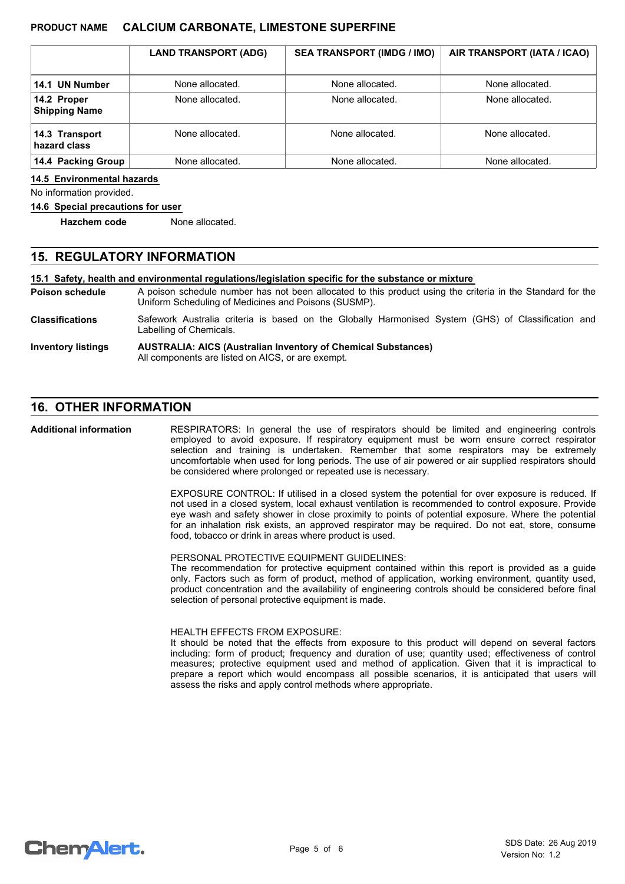| | LAND TRANSPORT (ADG) | SEA TRANSPORT (IMDG / IMO) | AIR TRANSPORT (IATA / ICAO) |
|---|---|---|---|
| **14.1 UN Number** | None allocated. | None allocated. | None allocated. |
| **14.2 Proper Shipping Name** | None allocated. | None allocated. | None allocated. |
| **14.3 Transport hazard class** | None allocated. | None allocated. | None allocated. |
| **14.4 Packing Group** | None allocated. | None allocated. | None allocated. |

**14.5 Environmental hazards**

No information provided.

**14.6 Special precautions for user**

**Hazchem code** None allocated.

## 15. REGULATORY INFORMATION

**15.1 Safety, health and environmental regulations/legislation specific for the substance or mixture**

**Poison schedule** A poison schedule number has not been allocated to this product using the criteria in the Standard for the Uniform Scheduling of Medicines and Poisons (SUSMP).

**Classifications** Safework Australia criteria is based on the Globally Harmonised System (GHS) of Classification and Labelling of Chemicals.

**Inventory listings** **AUSTRALIA: AICS (Australian Inventory of Chemical Substances)**
All components are listed on AICS, or are exempt.

## 16. OTHER INFORMATION

**Additional information**

RESPIRATORS: In general the use of respirators should be limited and engineering controls employed to avoid exposure. If respiratory equipment must be worn ensure correct respirator selection and training is undertaken. Remember that some respirators may be extremely uncomfortable when used for long periods. The use of air powered or air supplied respirators should be considered where prolonged or repeated use is necessary.

EXPOSURE CONTROL: If utilised in a closed system the potential for over exposure is reduced. If not used in a closed system, local exhaust ventilation is recommended to control exposure. Provide eye wash and safety shower in close proximity to points of potential exposure. Where the potential for an inhalation risk exists, an approved respirator may be required. Do not eat, store, consume food, tobacco or drink in areas where product is used.

PERSONAL PROTECTIVE EQUIPMENT GUIDELINES:
The recommendation for protective equipment contained within this report is provided as a guide only. Factors such as form of product, method of application, working environment, quantity used, product concentration and the availability of engineering controls should be considered before final selection of personal protective equipment is made.

HEALTH EFFECTS FROM EXPOSURE:
It should be noted that the effects from exposure to this product will depend on several factors including: form of product; frequency and duration of use; quantity used; effectiveness of control measures; protective equipment used and method of application. Given that it is impractical to prepare a report which would encompass all possible scenarios, it is anticipated that users will assess the risks and apply control methods where appropriate.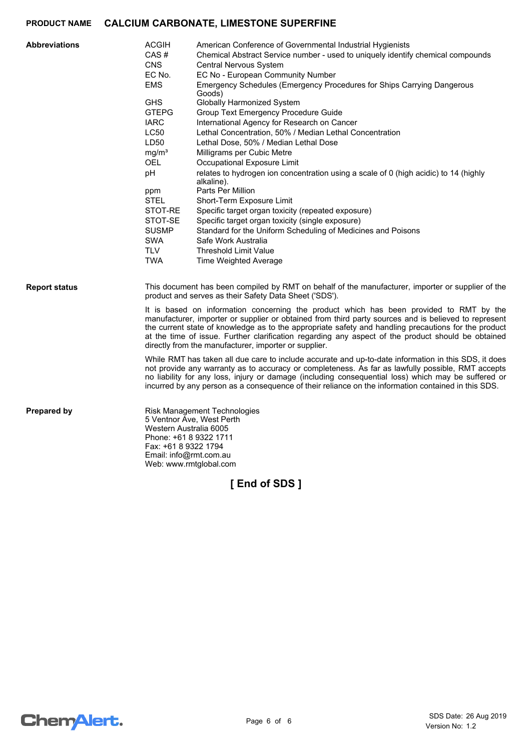**PRODUCT NAME CALCIUM CARBONATE, LIMESTONE SUPERFINE**

**Abbreviations**

| | |
|---|---|
| ACGIH | American Conference of Governmental Industrial Hygienists |
| CAS # | Chemical Abstract Service number - used to uniquely identify chemical compounds |
| CNS | Central Nervous System |
| EC No. | EC No - European Community Number |
| EMS | Emergency Schedules (Emergency Procedures for Ships Carrying Dangerous Goods) |
| GHS | Globally Harmonized System |
| GTEPG | Group Text Emergency Procedure Guide |
| IARC | International Agency for Research on Cancer |
| LC50 | Lethal Concentration, 50% / Median Lethal Concentration |
| LD50 | Lethal Dose, 50% / Median Lethal Dose |
| $mg/m^3$ | Milligrams per Cubic Metre |
| OEL | Occupational Exposure Limit |
| pH | relates to hydrogen ion concentration using a scale of 0 (high acidic) to 14 (highly alkaline). |
| ppm | Parts Per Million |
| STEL | Short-Term Exposure Limit |
| STOT-RE | Specific target organ toxicity (repeated exposure) |
| STOT-SE | Specific target organ toxicity (single exposure) |
| SUSMP | Standard for the Uniform Scheduling of Medicines and Poisons |
| SWA | Safe Work Australia |
| TLV | Threshold Limit Value |
| TWA | Time Weighted Average |

**Report status**

This document has been compiled by RMT on behalf of the manufacturer, importer or supplier of the product and serves as their Safety Data Sheet ('SDS').

It is based on information concerning the product which has been provided to RMT by the manufacturer, importer or supplier or obtained from third party sources and is believed to represent the current state of knowledge as to the appropriate safety and handling precautions for the product at the time of issue. Further clarification regarding any aspect of the product should be obtained directly from the manufacturer, importer or supplier.

While RMT has taken all due care to include accurate and up-to-date information in this SDS, it does not provide any warranty as to accuracy or completeness. As far as lawfully possible, RMT accepts no liability for any loss, injury or damage (including consequential loss) which may be suffered or incurred by any person as a consequence of their reliance on the information contained in this SDS.

**Prepared by**

Risk Management Technologies
5 Ventnor Ave, West Perth
Western Australia 6005
Phone: +61 8 9322 1711
Fax: +61 8 9322 1794
Email: info@rmt.com.au
Web: www.rmtglobal.com

**[ End of SDS ]**

SDS Date: 26 Aug 2019
Version No: 1.2